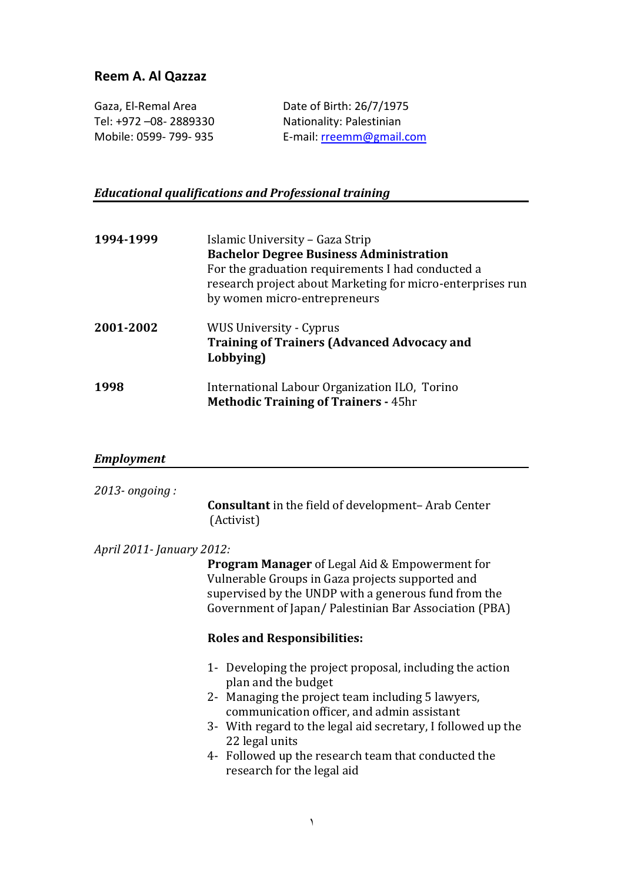# Reem A. Al Qazzaz

Gaza, El-Remal Area
Tel: +972 –08- 2889330
Mobile: 0599- 799- 935

Date of Birth: 26/7/1975
Nationality: Palestinian
E-mail: rreemm@gmail.com

## *Educational qualifications and Professional training*

**1994-1999**

Islamic University – Gaza Strip
**Bachelor Degree Business Administration**
For the graduation requirements I had conducted a research project about Marketing for micro-enterprises run by women micro-entrepreneurs

**2001-2002**

WUS University - Cyprus
**Training of Trainers (Advanced Advocacy and Lobbying)**

**1998**

International Labour Organization ILO, Torino
**Methodic Training of Trainers -** 45hr

## *Employment*

*2013- ongoing :*

**Consultant** in the field of development– Arab Center (Activist)

*April 2011- January 2012:*

**Program Manager** of Legal Aid & Empowerment for Vulnerable Groups in Gaza projects supported and supervised by the UNDP with a generous fund from the Government of Japan/ Palestinian Bar Association (PBA)

**Roles and Responsibilities:**

1- Developing the project proposal, including the action plan and the budget
2- Managing the project team including 5 lawyers, communication officer, and admin assistant
3- With regard to the legal aid secretary, I followed up the 22 legal units
4- Followed up the research team that conducted the research for the legal aid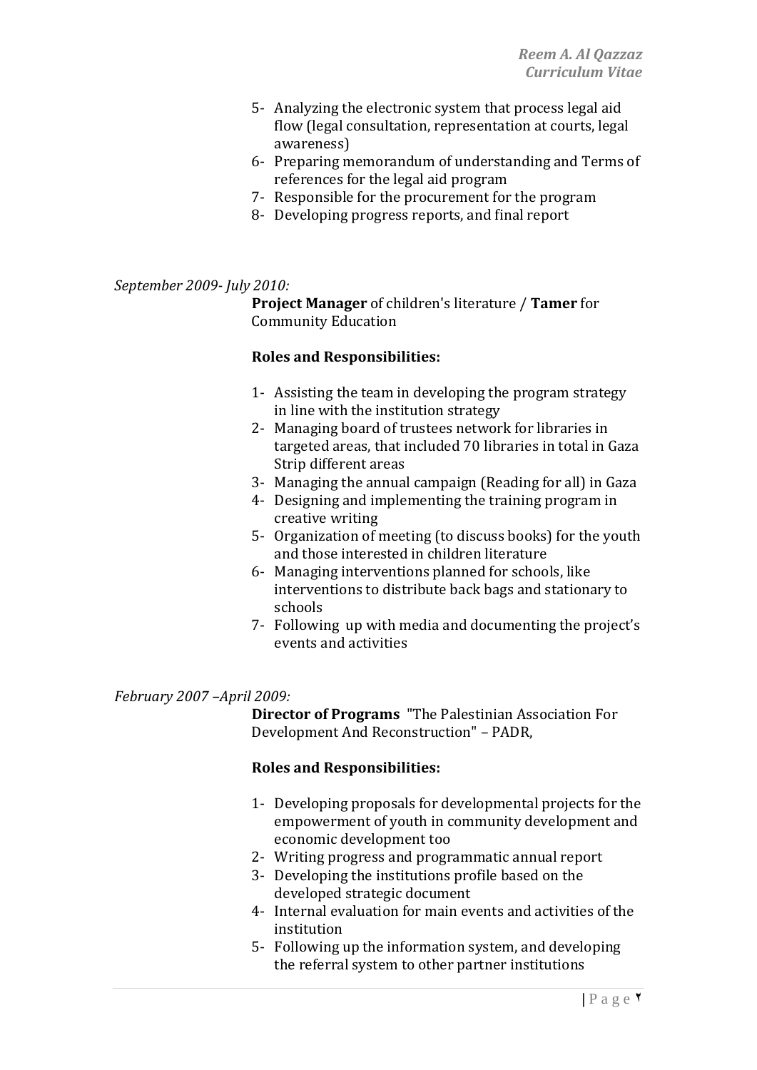5- Analyzing the electronic system that process legal aid flow (legal consultation, representation at courts, legal awareness)
6- Preparing memorandum of understanding and Terms of references for the legal aid program
7- Responsible for the procurement for the program
8- Developing progress reports, and final report

*September 2009- July 2010:*

**Project Manager** of children's literature / **Tamer** for Community Education

**Roles and Responsibilities:**

1- Assisting the team in developing the program strategy in line with the institution strategy
2- Managing board of trustees network for libraries in targeted areas, that included 70 libraries in total in Gaza Strip different areas
3- Managing the annual campaign (Reading for all) in Gaza
4- Designing and implementing the training program in creative writing
5- Organization of meeting (to discuss books) for the youth and those interested in children literature
6- Managing interventions planned for schools, like interventions to distribute back bags and stationary to schools
7- Following up with media and documenting the project's events and activities

*February 2007 –April 2009:*

**Director of Programs** "The Palestinian Association For Development And Reconstruction" – PADR,

**Roles and Responsibilities:**

1- Developing proposals for developmental projects for the empowerment of youth in community development and economic development too
2- Writing progress and programmatic annual report
3- Developing the institutions profile based on the developed strategic document
4- Internal evaluation for main events and activities of the institution
5- Following up the information system, and developing the referral system to other partner institutions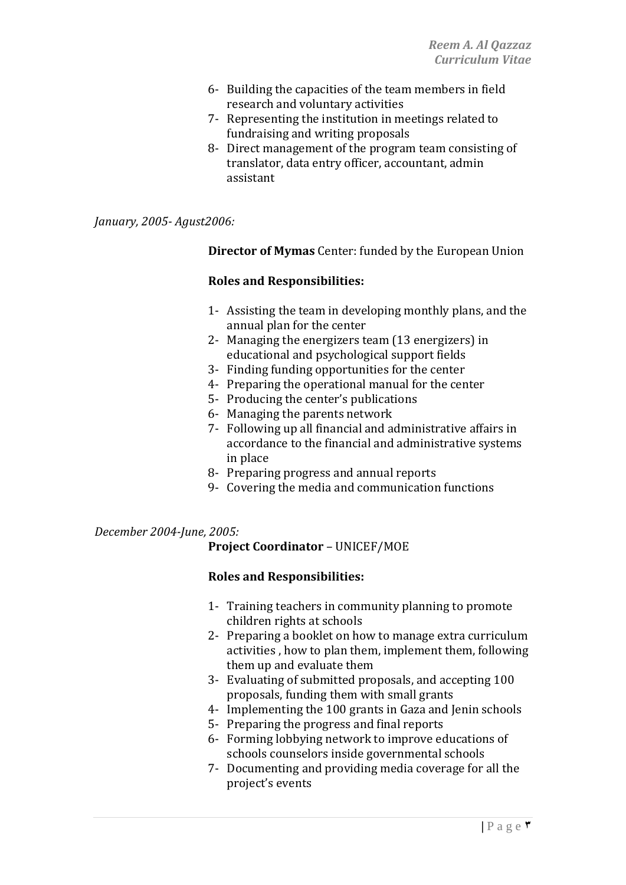6- Building the capacities of the team members in field research and voluntary activities
7- Representing the institution in meetings related to fundraising and writing proposals
8- Direct management of the program team consisting of translator, data entry officer, accountant, admin assistant

*January, 2005- Agust2006:*

**Director of Mymas** Center: funded by the European Union

**Roles and Responsibilities:**

1- Assisting the team in developing monthly plans, and the annual plan for the center
2- Managing the energizers team (13 energizers) in educational and psychological support fields
3- Finding funding opportunities for the center
4- Preparing the operational manual for the center
5- Producing the center's publications
6- Managing the parents network
7- Following up all financial and administrative affairs in accordance to the financial and administrative systems in place
8- Preparing progress and annual reports
9- Covering the media and communication functions

*December 2004-June, 2005:*

**Project Coordinator** – UNICEF/MOE

**Roles and Responsibilities:**

1- Training teachers in community planning to promote children rights at schools
2- Preparing a booklet on how to manage extra curriculum activities , how to plan them, implement them, following them up and evaluate them
3- Evaluating of submitted proposals, and accepting 100 proposals, funding them with small grants
4- Implementing the 100 grants in Gaza and Jenin schools
5- Preparing the progress and final reports
6- Forming lobbying network to improve educations of schools counselors inside governmental schools
7- Documenting and providing media coverage for all the project's events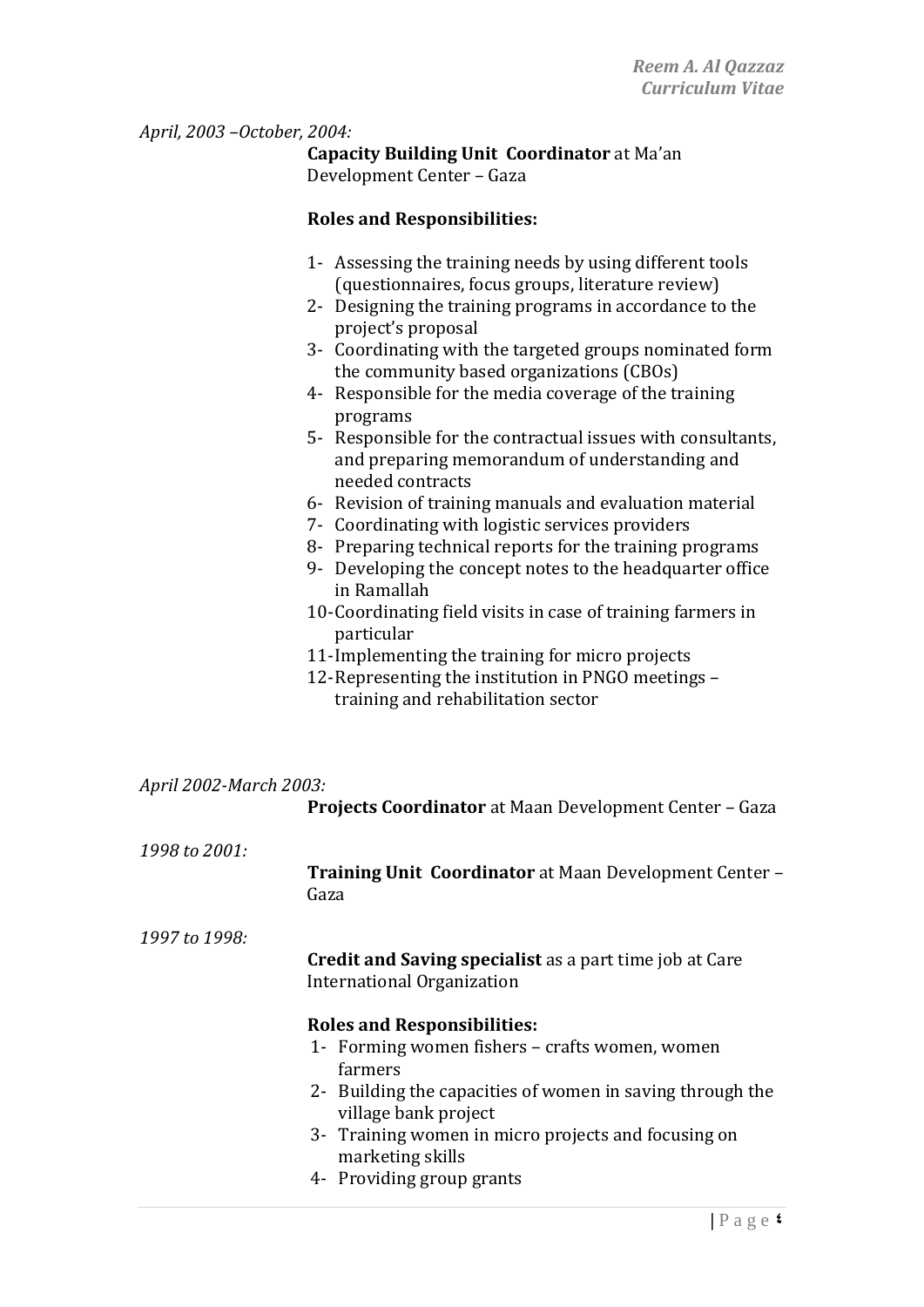*April, 2003 –October, 2004:*

**Capacity Building Unit Coordinator** at Ma'an Development Center – Gaza

**Roles and Responsibilities:**

1- Assessing the training needs by using different tools (questionnaires, focus groups, literature review)
2- Designing the training programs in accordance to the project's proposal
3- Coordinating with the targeted groups nominated form the community based organizations (CBOs)
4- Responsible for the media coverage of the training programs
5- Responsible for the contractual issues with consultants, and preparing memorandum of understanding and needed contracts
6- Revision of training manuals and evaluation material
7- Coordinating with logistic services providers
8- Preparing technical reports for the training programs
9- Developing the concept notes to the headquarter office in Ramallah
10- Coordinating field visits in case of training farmers in particular
11- Implementing the training for micro projects
12- Representing the institution in PNGO meetings – training and rehabilitation sector

*April 2002-March 2003:*

**Projects Coordinator** at Maan Development Center – Gaza

*1998 to 2001:*

**Training Unit Coordinator** at Maan Development Center – Gaza

*1997 to 1998:*

**Credit and Saving specialist** as a part time job at Care International Organization

**Roles and Responsibilities:**

1- Forming women fishers – crafts women, women farmers
2- Building the capacities of women in saving through the village bank project
3- Training women in micro projects and focusing on marketing skills
4- Providing group grants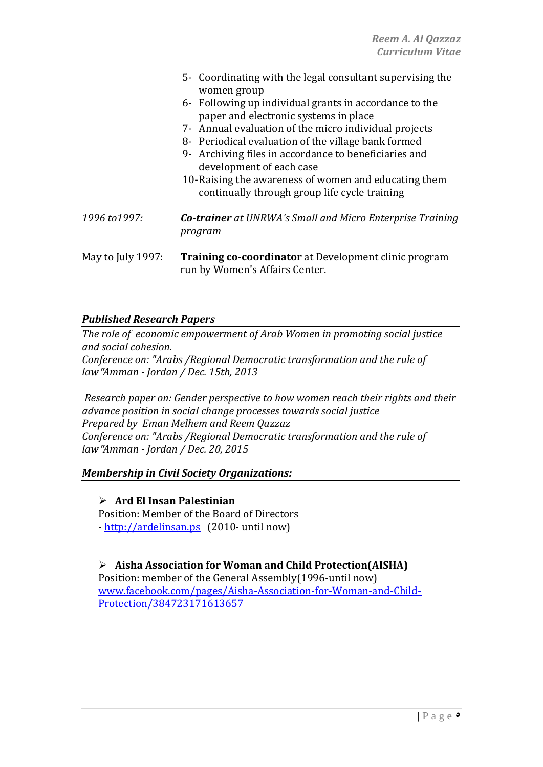5- Coordinating with the legal consultant supervising the women group
6- Following up individual grants in accordance to the paper and electronic systems in place
7- Annual evaluation of the micro individual projects
8- Periodical evaluation of the village bank formed
9- Archiving files in accordance to beneficiaries and development of each case
10- Raising the awareness of women and educating them continually through group life cycle training

*1996 to1997:* ***Co-trainer*** *at UNRWA's Small and Micro Enterprise Training program*

May to July 1997: **Training co-coordinator** at Development clinic program run by Women's Affairs Center.

## *Published Research Papers*

*The role of economic empowerment of Arab Women in promoting social justice and social cohesion.*
*Conference on: "Arabs /Regional Democratic transformation and the rule of law "Amman - Jordan / Dec. 15th, 2013*

*Research paper on: Gender perspective to how women reach their rights and their advance position in social change processes towards social justice*
*Prepared by Eman Melhem and Reem Qazzaz*
*Conference on: "Arabs /Regional Democratic transformation and the rule of law "Amman - Jordan / Dec. 20, 2015*

## *Membership in Civil Society Organizations:*

- **Ard El Insan Palestinian**
  Position: Member of the Board of Directors
  - http://ardelinsan.ps (2010- until now)

- **Aisha Association for Woman and Child Protection(AISHA)**
  Position: member of the General Assembly(1996-until now)
  www.facebook.com/pages/Aisha-Association-for-Woman-and-Child-Protection/384723171613657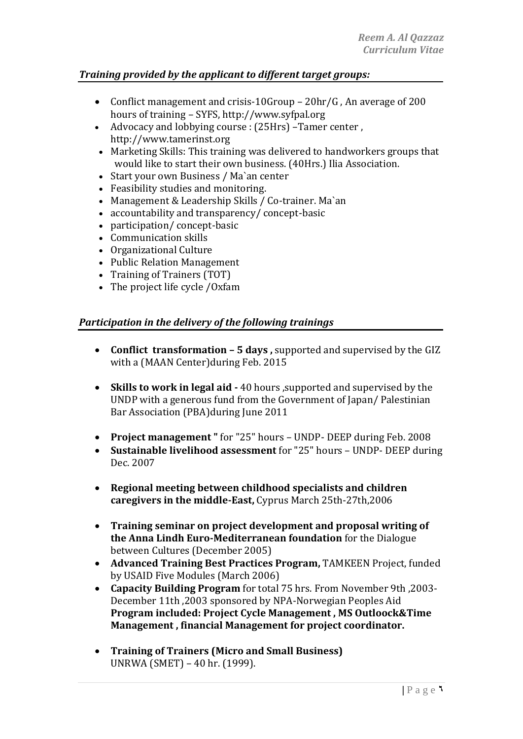## *Training provided by the applicant to different target groups:*

- Conflict management and crisis-10Group – 20hr/G , An average of 200 hours of training – SYFS, http://www.syfpal.org
- Advocacy and lobbying course : (25Hrs) –Tamer center , http://www.tamerinst.org
- Marketing Skills: This training was delivered to handworkers groups that would like to start their own business. (40Hrs.) Ilia Association.
- Start your own Business / Ma`an center
- Feasibility studies and monitoring.
- Management & Leadership Skills / Co-trainer. Ma`an
- accountability and transparency/ concept-basic
- participation/ concept-basic
- Communication skills
- Organizational Culture
- Public Relation Management
- Training of Trainers (TOT)
- The project life cycle /Oxfam

## *Participation in the delivery of the following trainings*

- **Conflict transformation – 5 days ,** supported and supervised by the GIZ with a (MAAN Center)during Feb. 2015
- **Skills to work in legal aid -** 40 hours ,supported and supervised by the UNDP with a generous fund from the Government of Japan/ Palestinian Bar Association (PBA)during June 2011
- **Project management "** for "25" hours – UNDP- DEEP during Feb. 2008
- **Sustainable livelihood assessment** for "25" hours – UNDP- DEEP during Dec. 2007
- **Regional meeting between childhood specialists and children caregivers in the middle-East,** Cyprus March 25th-27th,2006
- **Training seminar on project development and proposal writing of the Anna Lindh Euro-Mediterranean foundation** for the Dialogue between Cultures (December 2005)
- **Advanced Training Best Practices Program,** TAMKEEN Project, funded by USAID Five Modules (March 2006)
- **Capacity Building Program** for total 75 hrs. From November 9th ,2003-December 11th ,2003 sponsored by NPA-Norwegian Peoples Aid **Program included: Project Cycle Management , MS Outloock&Time Management , financial Management for project coordinator.**
- **Training of Trainers (Micro and Small Business)** UNRWA (SMET) – 40 hr. (1999).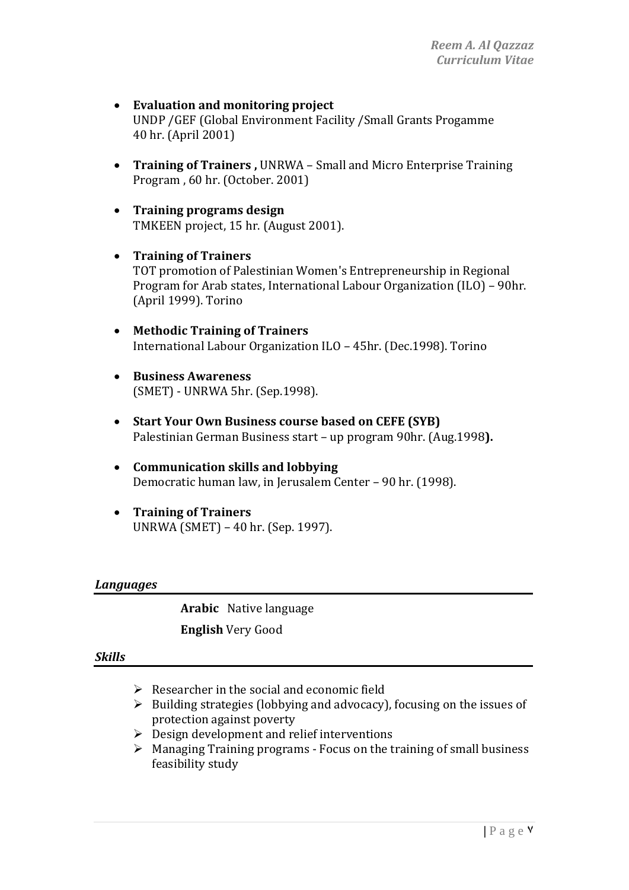- **Evaluation and monitoring project**
  UNDP /GEF (Global Environment Facility /Small Grants Progamme 40 hr. (April 2001)

- **Training of Trainers ,** UNRWA – Small and Micro Enterprise Training Program , 60 hr. (October. 2001)

- **Training programs design**
  TMKEEN project, 15 hr. (August 2001).

- **Training of Trainers**
  TOT promotion of Palestinian Women's Entrepreneurship in Regional Program for Arab states, International Labour Organization (ILO) – 90hr. (April 1999). Torino

- **Methodic Training of Trainers**
  International Labour Organization ILO – 45hr. (Dec.1998). Torino

- **Business Awareness**
  (SMET) - UNRWA 5hr. (Sep.1998).

- **Start Your Own Business course based on CEFE (SYB)**
  Palestinian German Business start – up program 90hr. (Aug.1998**).**

- **Communication skills and lobbying**
  Democratic human law, in Jerusalem Center – 90 hr. (1998).

- **Training of Trainers**
  UNRWA (SMET) – 40 hr. (Sep. 1997).

## ***Languages***

**Arabic** Native language

**English** Very Good

## ***Skills***

- Researcher in the social and economic field
- Building strategies (lobbying and advocacy), focusing on the issues of protection against poverty
- Design development and relief interventions
- Managing Training programs - Focus on the training of small business feasibility study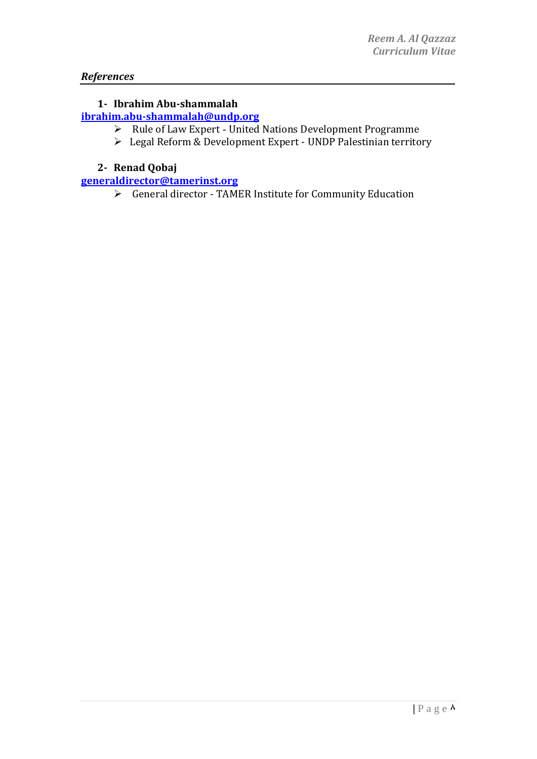## *References*

1- **Ibrahim Abu-shammalah**

**ibrahim.abu-shammalah@undp.org**

- Rule of Law Expert - United Nations Development Programme
- Legal Reform & Development Expert - UNDP Palestinian territory

2- **Renad Qobaj**

**generaldirector@tamerinst.org**

- General director - TAMER Institute for Community Education